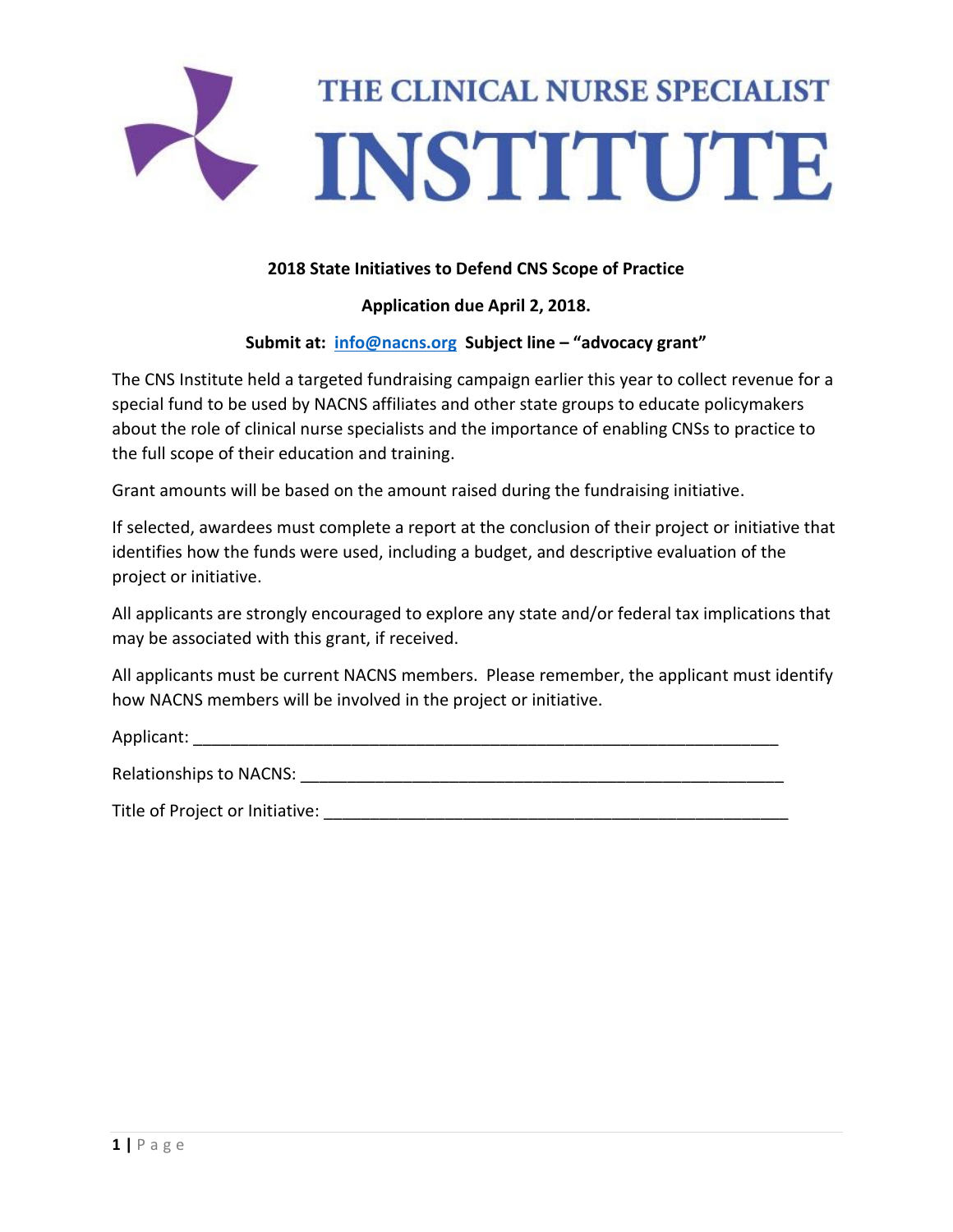# THE CLINICAL NURSE SPECIALIST INSTITUTE

**2018 State Initiatives to Defend CNS Scope of Practice**

**Application due April 2, 2018.**

**Submit at: info@nacns.org Subject line – "advocacy grant"**

The CNS Institute held a targeted fundraising campaign earlier this year to collect revenue for a special fund to be used by NACNS affiliates and other state groups to educate policymakers about the role of clinical nurse specialists and the importance of enabling CNSs to practice to the full scope of their education and training.

Grant amounts will be based on the amount raised during the fundraising initiative.

If selected, awardees must complete a report at the conclusion of their project or initiative that identifies how the funds were used, including a budget, and descriptive evaluation of the project or initiative.

All applicants are strongly encouraged to explore any state and/or federal tax implications that may be associated with this grant, if received.

All applicants must be current NACNS members. Please remember, the applicant must identify how NACNS members will be involved in the project or initiative.

Applicant: ______________________________________________________________

Relationships to NACNS: _________________________________________________

Title of Project or Initiative: ______________________________________________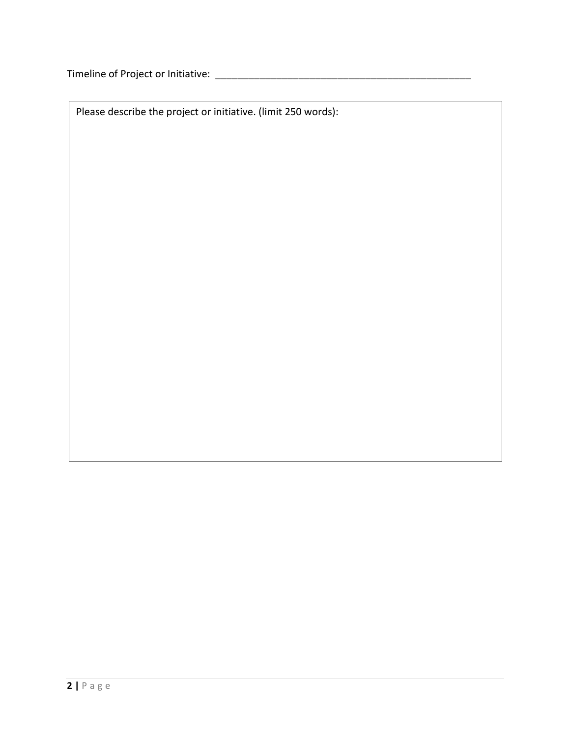Timeline of Project or Initiative: ________________________________________________

| Please describe the project or initiative. (limit 250 words): |
| --- |
| |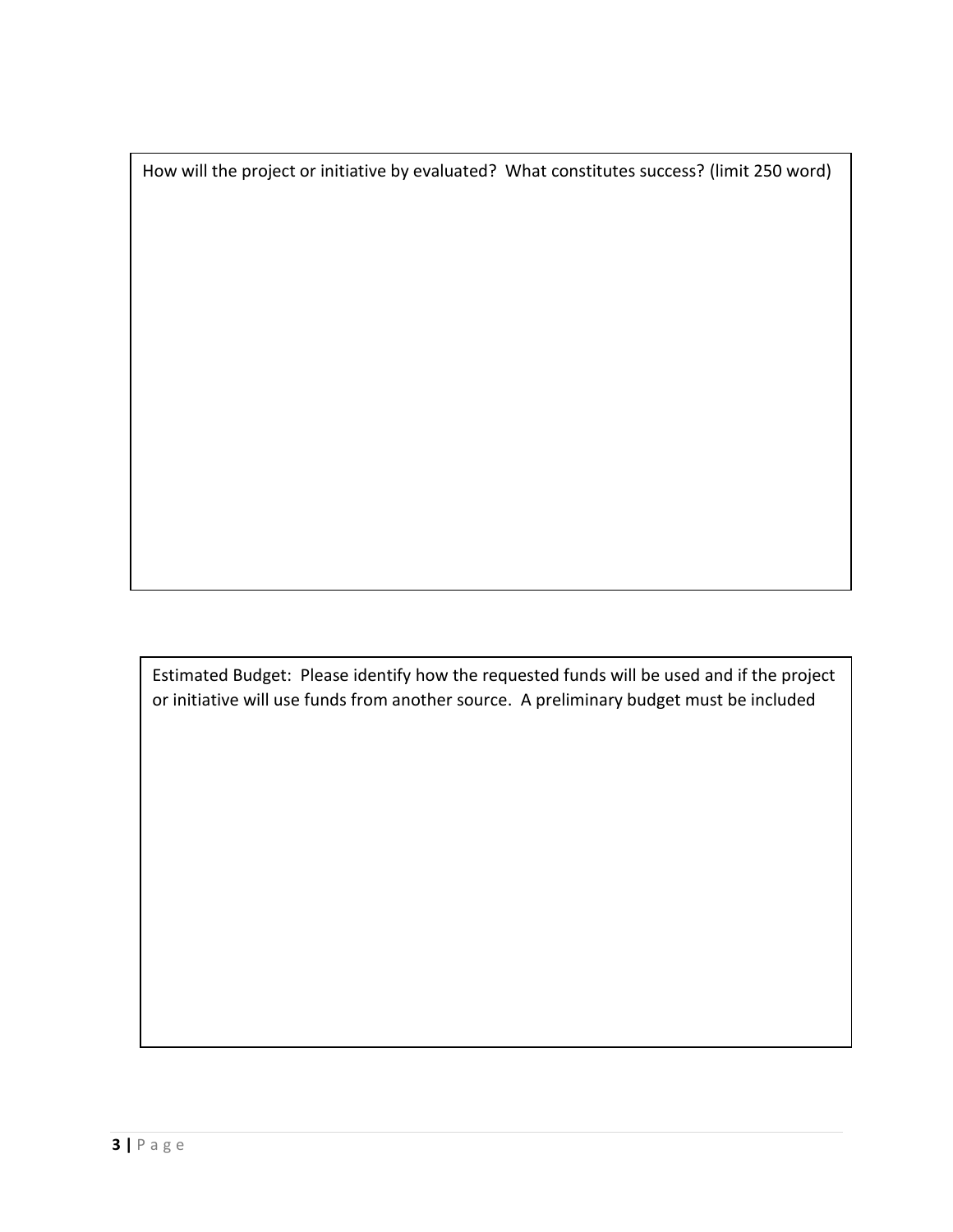How will the project or initiative by evaluated? What constitutes success? (limit 250 word)

Estimated Budget: Please identify how the requested funds will be used and if the project or initiative will use funds from another source. A preliminary budget must be included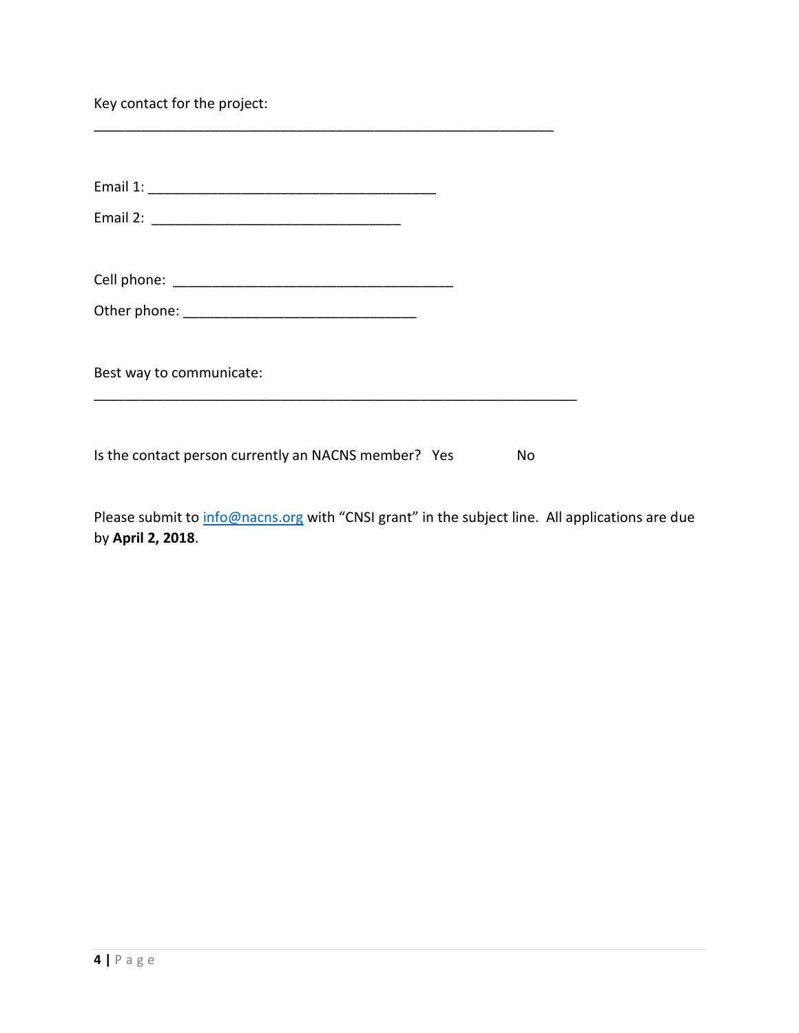Key contact for the project:

_____________________________________________________________

Email 1: ______________________________________

Email 2: _________________________________

Cell phone: _____________________________________

Other phone: _______________________________

Best way to communicate:

________________________________________________________________

Is the contact person currently an NACNS member? Yes No

Please submit to info@nacns.org with "CNSI grant" in the subject line. All applications are due by **April 2, 2018**.